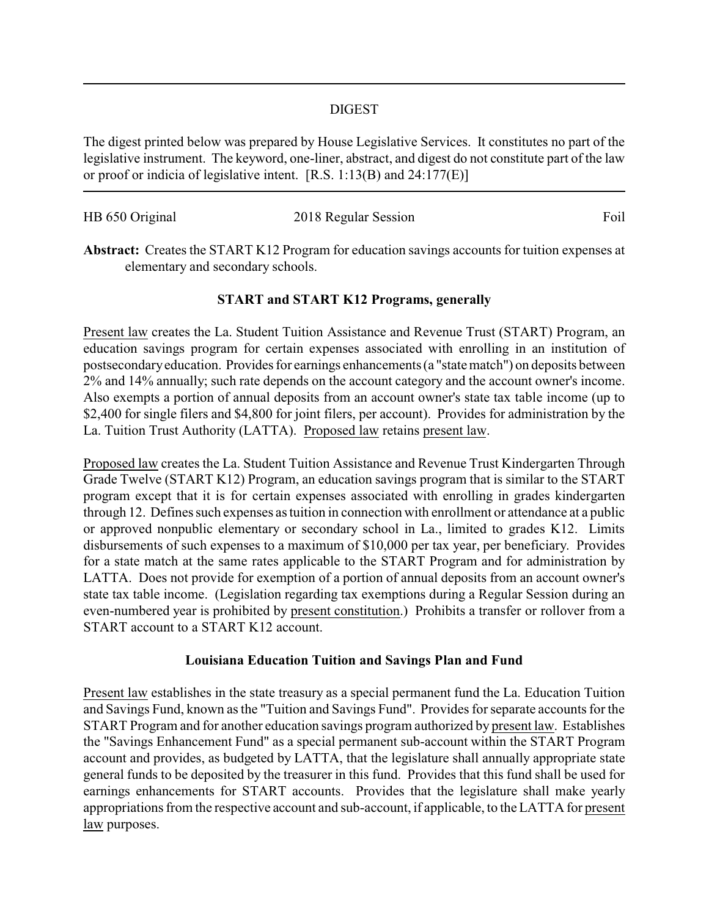## DIGEST

The digest printed below was prepared by House Legislative Services. It constitutes no part of the legislative instrument. The keyword, one-liner, abstract, and digest do not constitute part of the law or proof or indicia of legislative intent. [R.S. 1:13(B) and 24:177(E)]

HB 650 Original 2018 Regular Session Foil

**Abstract:** Creates the START K12 Program for education savings accounts for tuition expenses at elementary and secondary schools.

### START and START K12 Programs, generally

Present law creates the La. Student Tuition Assistance and Revenue Trust (START) Program, an education savings program for certain expenses associated with enrolling in an institution of postsecondary education. Provides for earnings enhancements (a "state match") on deposits between 2% and 14% annually; such rate depends on the account category and the account owner's income. Also exempts a portion of annual deposits from an account owner's state tax table income (up to $2,400 for single filers and $4,800 for joint filers, per account). Provides for administration by the La. Tuition Trust Authority (LATTA). Proposed law retains present law.

Proposed law creates the La. Student Tuition Assistance and Revenue Trust Kindergarten Through Grade Twelve (START K12) Program, an education savings program that is similar to the START program except that it is for certain expenses associated with enrolling in grades kindergarten through 12. Defines such expenses as tuition in connection with enrollment or attendance at a public or approved nonpublic elementary or secondary school in La., limited to grades K12. Limits disbursements of such expenses to a maximum of $10,000 per tax year, per beneficiary. Provides for a state match at the same rates applicable to the START Program and for administration by LATTA. Does not provide for exemption of a portion of annual deposits from an account owner's state tax table income. (Legislation regarding tax exemptions during a Regular Session during an even-numbered year is prohibited by present constitution.) Prohibits a transfer or rollover from a START account to a START K12 account.

### Louisiana Education Tuition and Savings Plan and Fund

Present law establishes in the state treasury as a special permanent fund the La. Education Tuition and Savings Fund, known as the "Tuition and Savings Fund". Provides for separate accounts for the START Program and for another education savings program authorized by present law. Establishes the "Savings Enhancement Fund" as a special permanent sub-account within the START Program account and provides, as budgeted by LATTA, that the legislature shall annually appropriate state general funds to be deposited by the treasurer in this fund. Provides that this fund shall be used for earnings enhancements for START accounts. Provides that the legislature shall make yearly appropriations from the respective account and sub-account, if applicable, to the LATTA for present law purposes.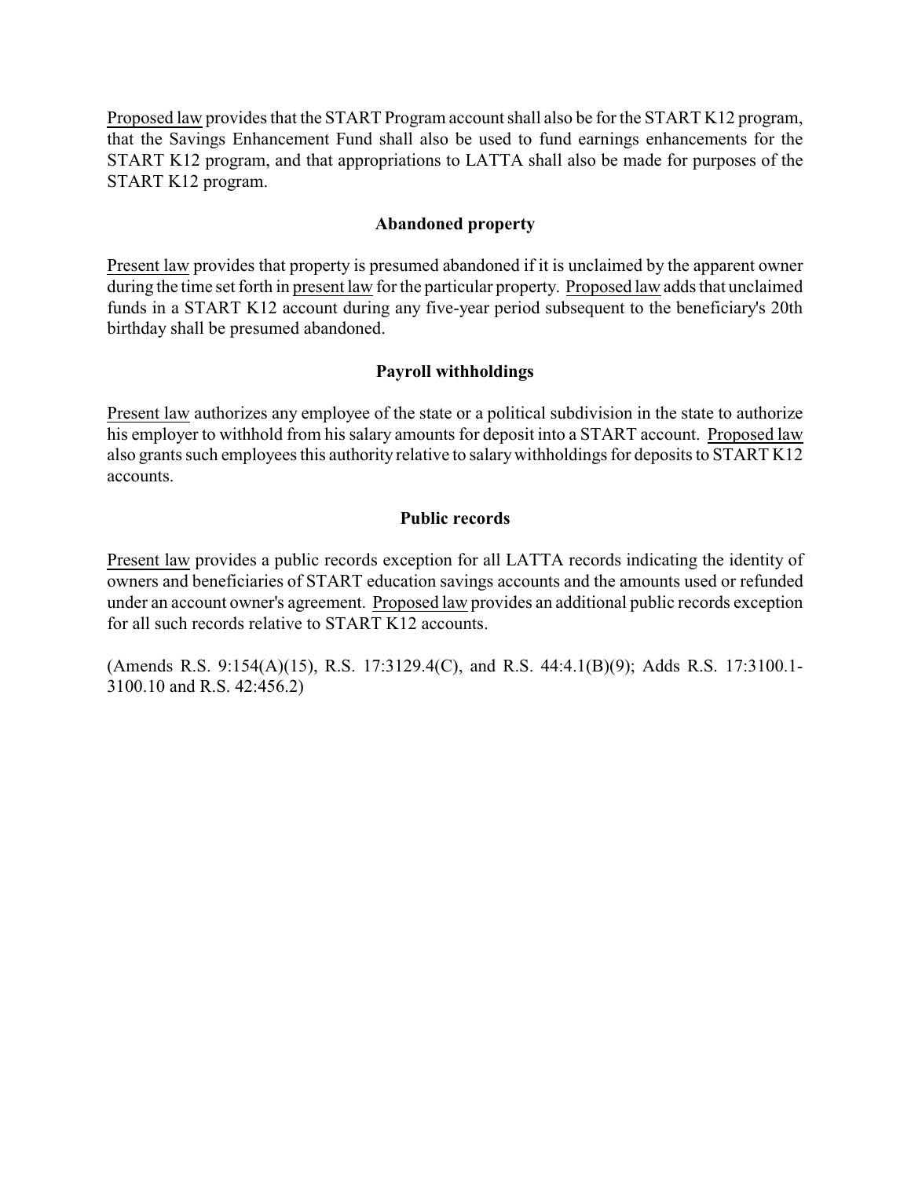Proposed law provides that the START Program account shall also be for the START K12 program, that the Savings Enhancement Fund shall also be used to fund earnings enhancements for the START K12 program, and that appropriations to LATTA shall also be made for purposes of the START K12 program.

**Abandoned property**

Present law provides that property is presumed abandoned if it is unclaimed by the apparent owner during the time set forth in present law for the particular property. Proposed law adds that unclaimed funds in a START K12 account during any five-year period subsequent to the beneficiary's 20th birthday shall be presumed abandoned.

**Payroll withholdings**

Present law authorizes any employee of the state or a political subdivision in the state to authorize his employer to withhold from his salary amounts for deposit into a START account. Proposed law also grants such employees this authority relative to salary withholdings for deposits to START K12 accounts.

**Public records**

Present law provides a public records exception for all LATTA records indicating the identity of owners and beneficiaries of START education savings accounts and the amounts used or refunded under an account owner's agreement. Proposed law provides an additional public records exception for all such records relative to START K12 accounts.

(Amends R.S. 9:154(A)(15), R.S. 17:3129.4(C), and R.S. 44:4.1(B)(9); Adds R.S. 17:3100.1-3100.10 and R.S. 42:456.2)